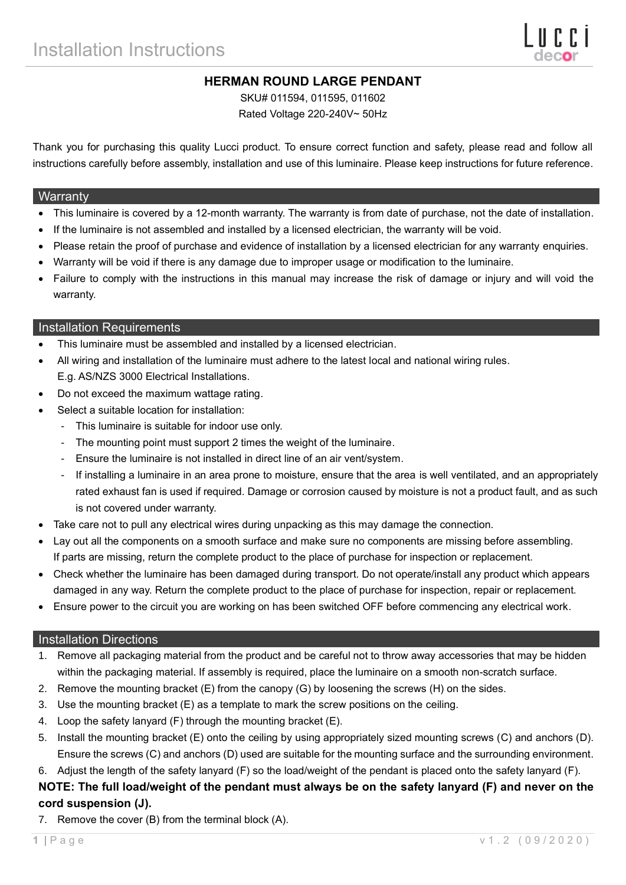# Installation Instructions

## HERMAN ROUND LARGE PENDANT

SKU# 011594, 011595, 011602

Rated Voltage 220-240V~ 50Hz

Thank you for purchasing this quality Lucci product. To ensure correct function and safety, please read and follow all instructions carefully before assembly, installation and use of this luminaire. Please keep instructions for future reference.

## Warranty

- This luminaire is covered by a 12-month warranty. The warranty is from date of purchase, not the date of installation.
- If the luminaire is not assembled and installed by a licensed electrician, the warranty will be void.
- Please retain the proof of purchase and evidence of installation by a licensed electrician for any warranty enquiries.
- Warranty will be void if there is any damage due to improper usage or modification to the luminaire.
- Failure to comply with the instructions in this manual may increase the risk of damage or injury and will void the warranty.

## Installation Requirements

- This luminaire must be assembled and installed by a licensed electrician.
- All wiring and installation of the luminaire must adhere to the latest local and national wiring rules. E.g. AS/NZS 3000 Electrical Installations.
- Do not exceed the maximum wattage rating.
- Select a suitable location for installation:
  - This luminaire is suitable for indoor use only.
  - The mounting point must support 2 times the weight of the luminaire.
  - Ensure the luminaire is not installed in direct line of an air vent/system.
  - If installing a luminaire in an area prone to moisture, ensure that the area is well ventilated, and an appropriately rated exhaust fan is used if required. Damage or corrosion caused by moisture is not a product fault, and as such is not covered under warranty.
- Take care not to pull any electrical wires during unpacking as this may damage the connection.
- Lay out all the components on a smooth surface and make sure no components are missing before assembling. If parts are missing, return the complete product to the place of purchase for inspection or replacement.
- Check whether the luminaire has been damaged during transport. Do not operate/install any product which appears damaged in any way. Return the complete product to the place of purchase for inspection, repair or replacement.
- Ensure power to the circuit you are working on has been switched OFF before commencing any electrical work.

## Installation Directions

1. Remove all packaging material from the product and be careful not to throw away accessories that may be hidden within the packaging material. If assembly is required, place the luminaire on a smooth non-scratch surface.
2. Remove the mounting bracket (E) from the canopy (G) by loosening the screws (H) on the sides.
3. Use the mounting bracket (E) as a template to mark the screw positions on the ceiling.
4. Loop the safety lanyard (F) through the mounting bracket (E).
5. Install the mounting bracket (E) onto the ceiling by using appropriately sized mounting screws (C) and anchors (D). Ensure the screws (C) and anchors (D) used are suitable for the mounting surface and the surrounding environment.
6. Adjust the length of the safety lanyard (F) so the load/weight of the pendant is placed onto the safety lanyard (F).

**NOTE: The full load/weight of the pendant must always be on the safety lanyard (F) and never on the cord suspension (J).**

7. Remove the cover (B) from the terminal block (A).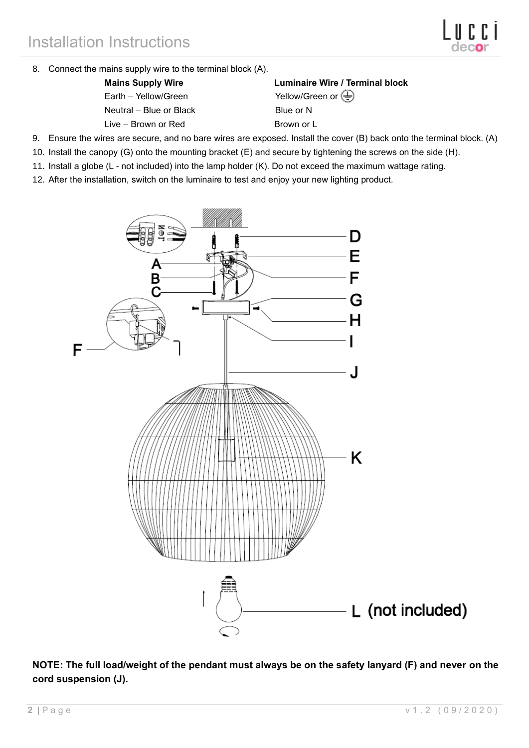8. Connect the mains supply wire to the terminal block (A).

| Mains Supply Wire | Luminaire Wire / Terminal block |
| --- | --- |
| Earth – Yellow/Green | Yellow/Green or ⏚ |
| Neutral – Blue or Black | Blue or N |
| Live – Brown or Red | Brown or L |

9. Ensure the wires are secure, and no bare wires are exposed. Install the cover (B) back onto the terminal block. (A)
10. Install the canopy (G) onto the mounting bracket (E) and secure by tightening the screws on the side (H).
11. Install a globe (L - not included) into the lamp holder (K). Do not exceed the maximum wattage rating.
12. After the installation, switch on the luminaire to test and enjoy your new lighting product.

**NOTE: The full load/weight of the pendant must always be on the safety lanyard (F) and never on the cord suspension (J).**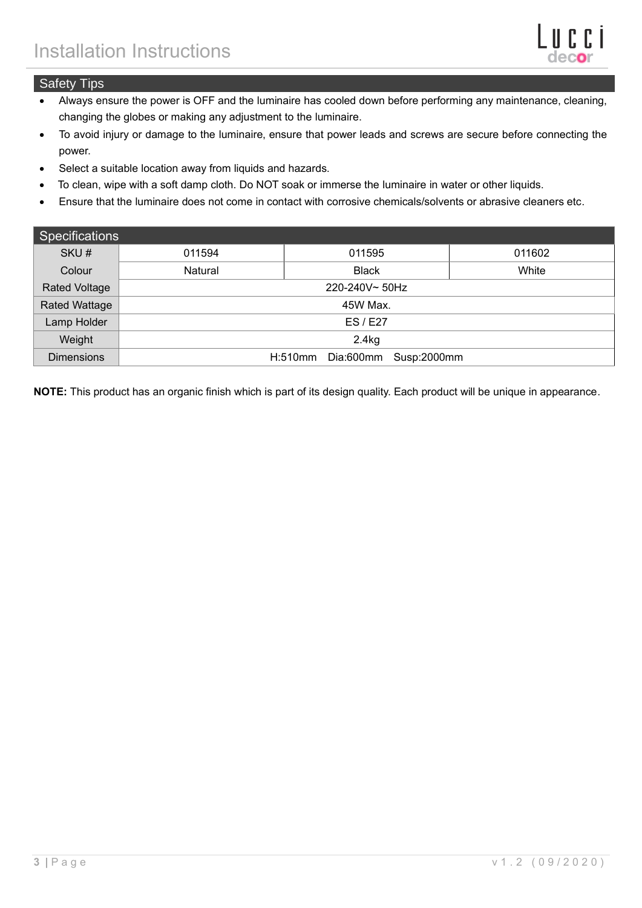## Safety Tips

- Always ensure the power is OFF and the luminaire has cooled down before performing any maintenance, cleaning, changing the globes or making any adjustment to the luminaire.
- To avoid injury or damage to the luminaire, ensure that power leads and screws are secure before connecting the power.
- Select a suitable location away from liquids and hazards.
- To clean, wipe with a soft damp cloth. Do NOT soak or immerse the luminaire in water or other liquids.
- Ensure that the luminaire does not come in contact with corrosive chemicals/solvents or abrasive cleaners etc.

## Specifications

| SKU # | 011594 | 011595 | 011602 |
|---|---|---|---|
| Colour | Natural | Black | White |
| Rated Voltage | 220-240V~ 50Hz | | |
| Rated Wattage | 45W Max. | | |
| Lamp Holder | ES / E27 | | |
| Weight | 2.4kg | | |
| Dimensions | H:510mm Dia:600mm Susp:2000mm | | |

**NOTE:** This product has an organic finish which is part of its design quality. Each product will be unique in appearance.